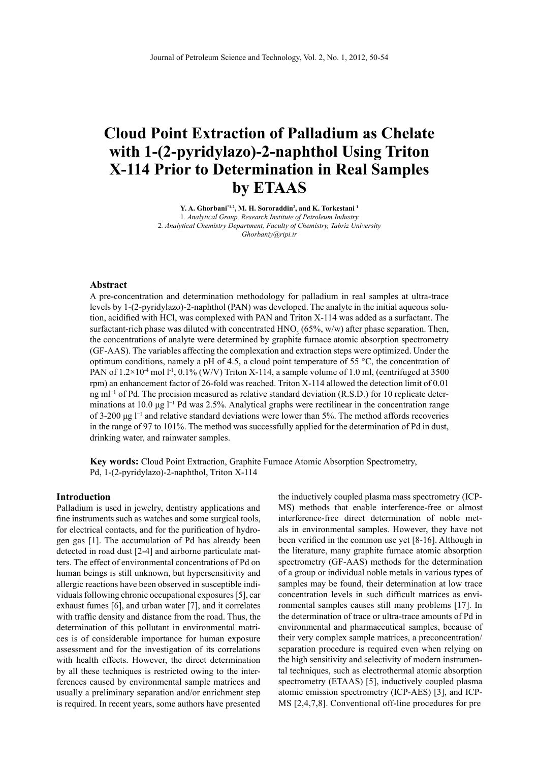# Cloud Point Extraction of Palladium as Chelate with 1-(2-pyridylazo)-2-naphthol Using Triton X-114 Prior to Determination in Real Samples by ETAAS

**Y. A. Ghorbani**[*1,2], **M. H. Sororaddin**[2], **and K. Torkestani** [1]

1. *Analytical Group, Research Institute of Petroleum Industry*
2. *Analytical Chemistry Department, Faculty of Chemistry, Tabriz University*

*Ghorbaniy@ripi.ir*

## Abstract

A pre-concentration and determination methodology for palladium in real samples at ultra-trace levels by 1-(2-pyridylazo)-2-naphthol (PAN) was developed. The analyte in the initial aqueous solution, acidified with HCl, was complexed with PAN and Triton X-114 was added as a surfactant. The surfactant-rich phase was diluted with concentrated $HNO_3$ (65%, w/w) after phase separation. Then, the concentrations of analyte were determined by graphite furnace atomic absorption spectrometry (GF-AAS). The variables affecting the complexation and extraction steps were optimized. Under the optimum conditions, namely a pH of 4.5, a cloud point temperature of 55 °C, the concentration of PAN of $1.2\times10^{-4}$ mol $l^{-1}$, 0.1% (W/V) Triton X-114, a sample volume of 1.0 ml, (centrifuged at 3500 rpm) an enhancement factor of 26-fold was reached. Triton X-114 allowed the detection limit of 0.01 ng $ml^{-1}$ of Pd. The precision measured as relative standard deviation (R.S.D.) for 10 replicate determinations at 10.0 μg $l^{-1}$ Pd was 2.5%. Analytical graphs were rectilinear in the concentration range of 3-200 μg $l^{-1}$ and relative standard deviations were lower than 5%. The method affords recoveries in the range of 97 to 101%. The method was successfully applied for the determination of Pd in dust, drinking water, and rainwater samples.

**Key words:** Cloud Point Extraction, Graphite Furnace Atomic Absorption Spectrometry, Pd, 1-(2-pyridylazo)-2-naphthol, Triton X-114

## Introduction

Palladium is used in jewelry, dentistry applications and fine instruments such as watches and some surgical tools, for electrical contacts, and for the purification of hydrogen gas [1]. The accumulation of Pd has already been detected in road dust [2-4] and airborne particulate matters. The effect of environmental concentrations of Pd on human beings is still unknown, but hypersensitivity and allergic reactions have been observed in susceptible individuals following chronic occupational exposures [5], car exhaust fumes [6], and urban water [7], and it correlates with traffic density and distance from the road. Thus, the determination of this pollutant in environmental matrices is of considerable importance for human exposure assessment and for the investigation of its correlations with health effects. However, the direct determination by all these techniques is restricted owing to the interferences caused by environmental sample matrices and usually a preliminary separation and/or enrichment step is required. In recent years, some authors have presented the inductively coupled plasma mass spectrometry (ICP-MS) methods that enable interference-free or almost interference-free direct determination of noble metals in environmental samples. However, they have not been verified in the common use yet [8-16]. Although in the literature, many graphite furnace atomic absorption spectrometry (GF-AAS) methods for the determination of a group or individual noble metals in various types of samples may be found, their determination at low trace concentration levels in such difficult matrices as environmental samples causes still many problems [17]. In the determination of trace or ultra-trace amounts of Pd in environmental and pharmaceutical samples, because of their very complex sample matrices, a preconcentration/separation procedure is required even when relying on the high sensitivity and selectivity of modern instrumental techniques, such as electrothermal atomic absorption spectrometry (ETAAS) [5], inductively coupled plasma atomic emission spectrometry (ICP-AES) [3], and ICP-MS [2,4,7,8]. Conventional off-line procedures for pre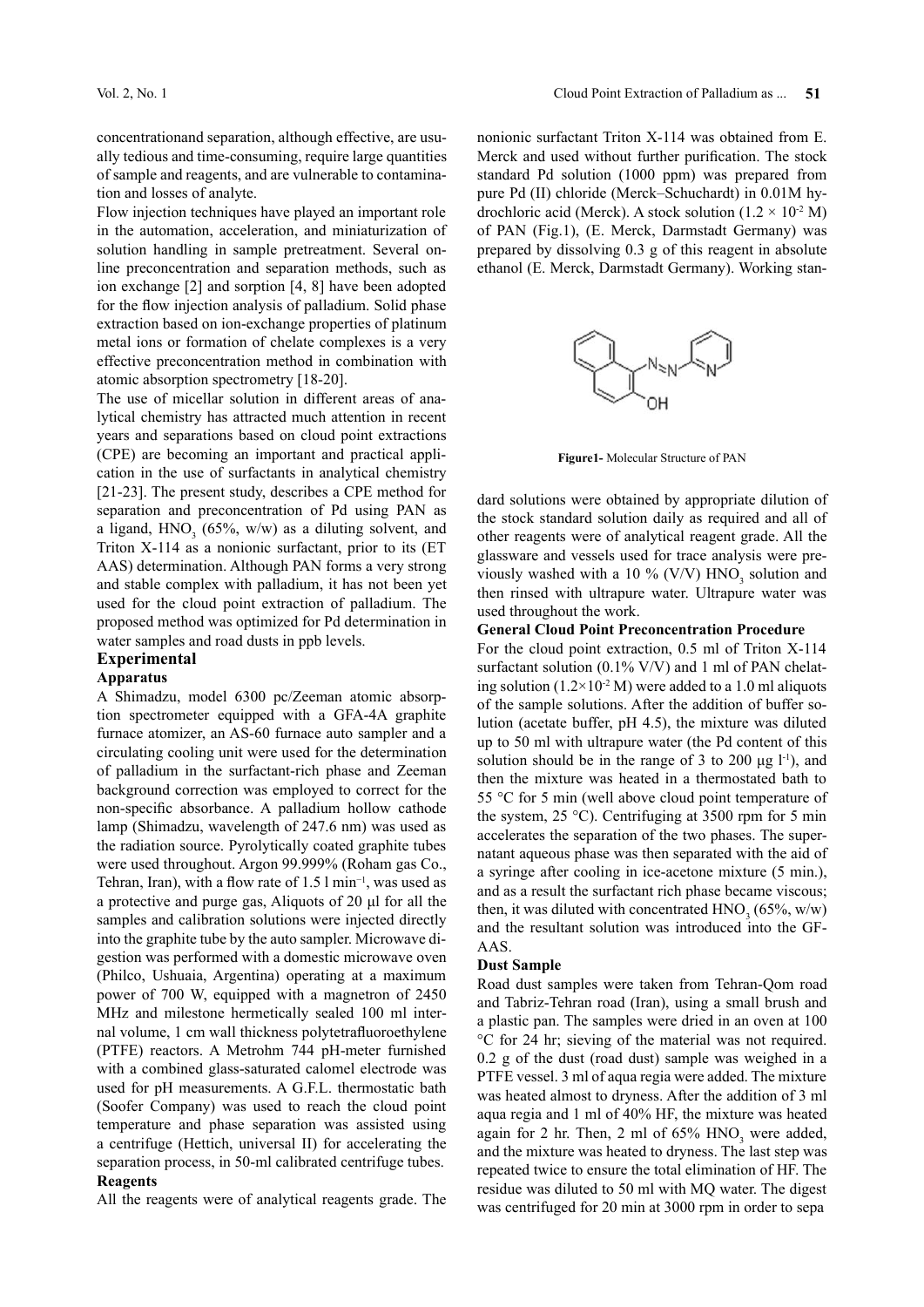concentrationand separation, although effective, are usually tedious and time-consuming, require large quantities of sample and reagents, and are vulnerable to contamination and losses of analyte.

Flow injection techniques have played an important role in the automation, acceleration, and miniaturization of solution handling in sample pretreatment. Several online preconcentration and separation methods, such as ion exchange [2] and sorption [4, 8] have been adopted for the flow injection analysis of palladium. Solid phase extraction based on ion-exchange properties of platinum metal ions or formation of chelate complexes is a very effective preconcentration method in combination with atomic absorption spectrometry [18-20].

The use of micellar solution in different areas of analytical chemistry has attracted much attention in recent years and separations based on cloud point extractions (CPE) are becoming an important and practical application in the use of surfactants in analytical chemistry [21-23]. The present study, describes a CPE method for separation and preconcentration of Pd using PAN as a ligand, $HNO_3$ (65%, w/w) as a diluting solvent, and Triton X-114 as a nonionic surfactant, prior to its (ET AAS) determination. Although PAN forms a very strong and stable complex with palladium, it has not been yet used for the cloud point extraction of palladium. The proposed method was optimized for Pd determination in water samples and road dusts in ppb levels.

## Experimental

### Apparatus

A Shimadzu, model 6300 pc/Zeeman atomic absorption spectrometer equipped with a GFA-4A graphite furnace atomizer, an AS-60 furnace auto sampler and a circulating cooling unit were used for the determination of palladium in the surfactant-rich phase and Zeeman background correction was employed to correct for the non-specific absorbance. A palladium hollow cathode lamp (Shimadzu, wavelength of 247.6 nm) was used as the radiation source. Pyrolytically coated graphite tubes were used throughout. Argon 99.999% (Roham gas Co., Tehran, Iran), with a flow rate of 1.5 l min$^{-1}$, was used as a protective and purge gas, Aliquots of 20 µl for all the samples and calibration solutions were injected directly into the graphite tube by the auto sampler. Microwave digestion was performed with a domestic microwave oven (Philco, Ushuaia, Argentina) operating at a maximum power of 700 W, equipped with a magnetron of 2450 MHz and milestone hermetically sealed 100 ml internal volume, 1 cm wall thickness polytetrafluoroethylene (PTFE) reactors. A Metrohm 744 pH-meter furnished with a combined glass-saturated calomel electrode was used for pH measurements. A G.F.L. thermostatic bath (Soofer Company) was used to reach the cloud point temperature and phase separation was assisted using a centrifuge (Hettich, universal II) for accelerating the separation process, in 50-ml calibrated centrifuge tubes.

### Reagents

All the reagents were of analytical reagents grade. The nonionic surfactant Triton X-114 was obtained from E. Merck and used without further purification. The stock standard Pd solution (1000 ppm) was prepared from pure Pd (II) chloride (Merck–Schuchardt) in 0.01M hydrochloric acid (Merck). A stock solution ($1.2 \times 10^{-2}$ M) of PAN (Fig.1), (E. Merck, Darmstadt Germany) was prepared by dissolving 0.3 g of this reagent in absolute ethanol (E. Merck, Darmstadt Germany). Working standard solutions were obtained by appropriate dilution of the stock standard solution daily as required and all of other reagents were of analytical reagent grade. All the glassware and vessels used for trace analysis were previously washed with a 10 % (V/V) $HNO_3$ solution and then rinsed with ultrapure water. Ultrapure water was used throughout the work.

**Figure1-** Molecular Structure of PAN

### General Cloud Point Preconcentration Procedure

For the cloud point extraction, 0.5 ml of Triton X-114 surfactant solution (0.1% V/V) and 1 ml of PAN chelating solution ($1.2\times10^{-2}$ M) were added to a 1.0 ml aliquots of the sample solutions. After the addition of buffer solution (acetate buffer, pH 4.5), the mixture was diluted up to 50 ml with ultrapure water (the Pd content of this solution should be in the range of 3 to 200 µg l$^{-1}$), and then the mixture was heated in a thermostated bath to 55 °C for 5 min (well above cloud point temperature of the system, 25 °C). Centrifuging at 3500 rpm for 5 min accelerates the separation of the two phases. The supernatant aqueous phase was then separated with the aid of a syringe after cooling in ice-acetone mixture (5 min.), and as a result the surfactant rich phase became viscous; then, it was diluted with concentrated $HNO_3$ (65%, w/w) and the resultant solution was introduced into the GF-AAS.

### Dust Sample

Road dust samples were taken from Tehran-Qom road and Tabriz-Tehran road (Iran), using a small brush and a plastic pan. The samples were dried in an oven at 100 °C for 24 hr; sieving of the material was not required. 0.2 g of the dust (road dust) sample was weighed in a PTFE vessel. 3 ml of aqua regia were added. The mixture was heated almost to dryness. After the addition of 3 ml aqua regia and 1 ml of 40% HF, the mixture was heated again for 2 hr. Then, 2 ml of 65% $HNO_3$ were added, and the mixture was heated to dryness. The last step was repeated twice to ensure the total elimination of HF. The residue was diluted to 50 ml with MQ water. The digest was centrifuged for 20 min at 3000 rpm in order to sepa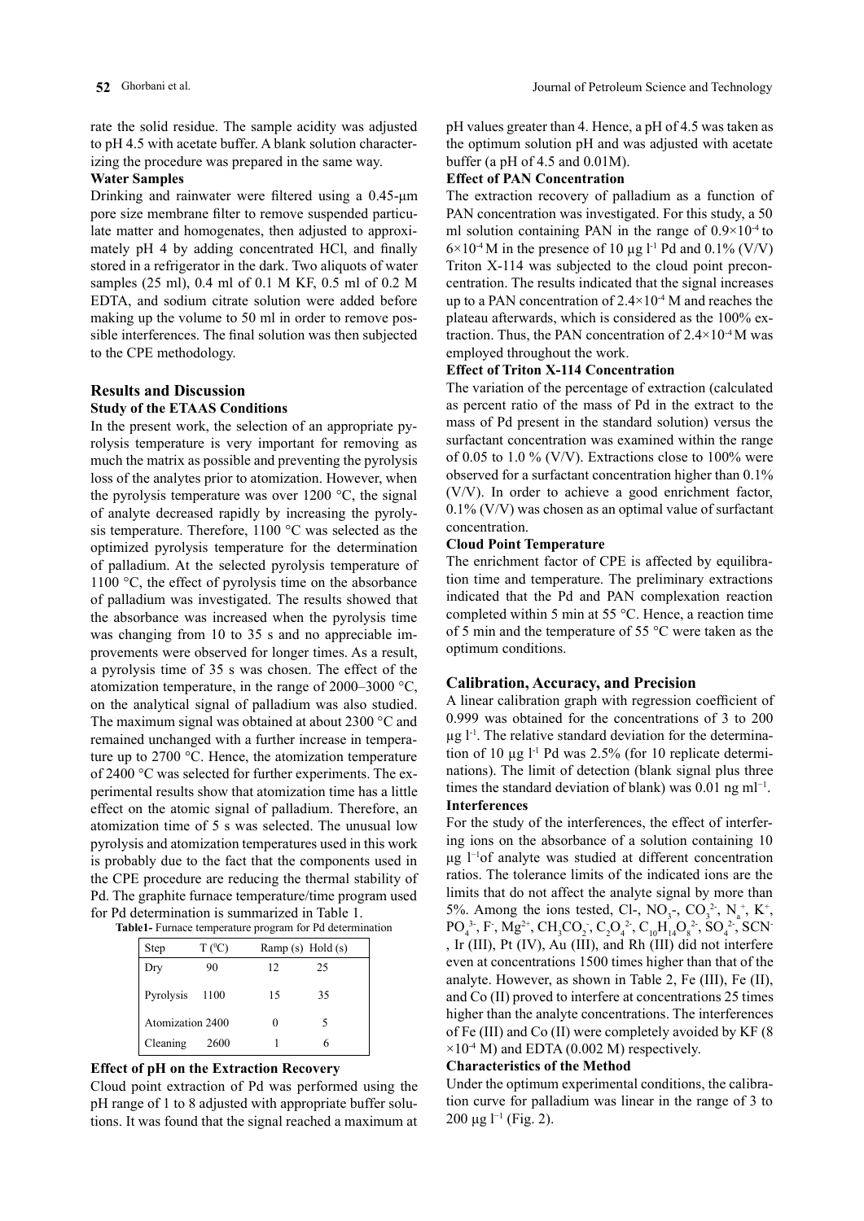rate the solid residue. The sample acidity was adjusted to pH 4.5 with acetate buffer. A blank solution characterizing the procedure was prepared in the same way.

**Water Samples**

Drinking and rainwater were filtered using a 0.45-μm pore size membrane filter to remove suspended particulate matter and homogenates, then adjusted to approximately pH 4 by adding concentrated HCl, and finally stored in a refrigerator in the dark. Two aliquots of water samples (25 ml), 0.4 ml of 0.1 M KF, 0.5 ml of 0.2 M EDTA, and sodium citrate solution were added before making up the volume to 50 ml in order to remove possible interferences. The final solution was then subjected to the CPE methodology.

## Results and Discussion

### Study of the ETAAS Conditions

In the present work, the selection of an appropriate pyrolysis temperature is very important for removing as much the matrix as possible and preventing the pyrolysis loss of the analytes prior to atomization. However, when the pyrolysis temperature was over 1200 °C, the signal of analyte decreased rapidly by increasing the pyrolysis temperature. Therefore, 1100 °C was selected as the optimized pyrolysis temperature for the determination of palladium. At the selected pyrolysis temperature of 1100 °C, the effect of pyrolysis time on the absorbance of palladium was investigated. The results showed that the absorbance was increased when the pyrolysis time was changing from 10 to 35 s and no appreciable improvements were observed for longer times. As a result, a pyrolysis time of 35 s was chosen. The effect of the atomization temperature, in the range of 2000–3000 °C, on the analytical signal of palladium was also studied. The maximum signal was obtained at about 2300 °C and remained unchanged with a further increase in temperature up to 2700 °C. Hence, the atomization temperature of 2400 °C was selected for further experiments. The experimental results show that atomization time has a little effect on the atomic signal of palladium. Therefore, an atomization time of 5 s was selected. The unusual low pyrolysis and atomization temperatures used in this work is probably due to the fact that the components used in the CPE procedure are reducing the thermal stability of Pd. The graphite furnace temperature/time program used for Pd determination is summarized in Table 1.

**Table1-** Furnace temperature program for Pd determination

| Step | T (°C) | Ramp (s) | Hold (s) |
|---|---|---|---|
| Dry | 90 | 12 | 25 |
| Pyrolysis | 1100 | 15 | 35 |
| Atomization | 2400 | 0 | 5 |
| Cleaning | 2600 | 1 | 6 |

### Effect of pH on the Extraction Recovery

Cloud point extraction of Pd was performed using the pH range of 1 to 8 adjusted with appropriate buffer solutions. It was found that the signal reached a maximum at pH values greater than 4. Hence, a pH of 4.5 was taken as the optimum solution pH and was adjusted with acetate buffer (a pH of 4.5 and 0.01M).

### Effect of PAN Concentration

The extraction recovery of palladium as a function of PAN concentration was investigated. For this study, a 50 ml solution containing PAN in the range of $0.9\times10^{-4}$ to $6\times10^{-4}$ M in the presence of 10 μg $l^{-1}$ Pd and 0.1% (V/V) Triton X-114 was subjected to the cloud point preconcentration. The results indicated that the signal increases up to a PAN concentration of $2.4\times10^{-4}$ M and reaches the plateau afterwards, which is considered as the 100% extraction. Thus, the PAN concentration of $2.4\times10^{-4}$ M was employed throughout the work.

### Effect of Triton X-114 Concentration

The variation of the percentage of extraction (calculated as percent ratio of the mass of Pd in the extract to the mass of Pd present in the standard solution) versus the surfactant concentration was examined within the range of 0.05 to 1.0 % (V/V). Extractions close to 100% were observed for a surfactant concentration higher than 0.1% (V/V). In order to achieve a good enrichment factor, 0.1% (V/V) was chosen as an optimal value of surfactant concentration.

### Cloud Point Temperature

The enrichment factor of CPE is affected by equilibration time and temperature. The preliminary extractions indicated that the Pd and PAN complexation reaction completed within 5 min at 55 °C. Hence, a reaction time of 5 min and the temperature of 55 °C were taken as the optimum conditions.

## Calibration, Accuracy, and Precision

A linear calibration graph with regression coefficient of 0.999 was obtained for the concentrations of 3 to 200 μg $l^{-1}$. The relative standard deviation for the determination of 10 μg $l^{-1}$ Pd was 2.5% (for 10 replicate determinations). The limit of detection (blank signal plus three times the standard deviation of blank) was 0.01 ng $ml^{-1}$.

### Interferences

For the study of the interferences, the effect of interfering ions on the absorbance of a solution containing 10 μg $l^{-1}$of analyte was studied at different concentration ratios. The tolerance limits of the indicated ions are the limits that do not affect the analyte signal by more than 5%. Among the ions tested, $Cl^-$, $NO_3^-$, $CO_3^{2-}$, $N_a^+$, $K^+$, $PO_4^{3-}$, $F^-$, $Mg^{2+}$, $CH_3CO_2^-$, $C_2O_4^{2-}$, $C_{10}H_{14}O_8^{2-}$, $SO_4^{2-}$, $SCN^-$, Ir (III), Pt (IV), Au (III), and Rh (III) did not interfere even at concentrations 1500 times higher than that of the analyte. However, as shown in Table 2, Fe (III), Fe (II), and Co (II) proved to interfere at concentrations 25 times higher than the analyte concentrations. The interferences of Fe (III) and Co (II) were completely avoided by KF ($8\times10^{-4}$ M) and EDTA (0.002 M) respectively.

### Characteristics of the Method

Under the optimum experimental conditions, the calibration curve for palladium was linear in the range of 3 to 200 μg $l^{-1}$ (Fig. 2).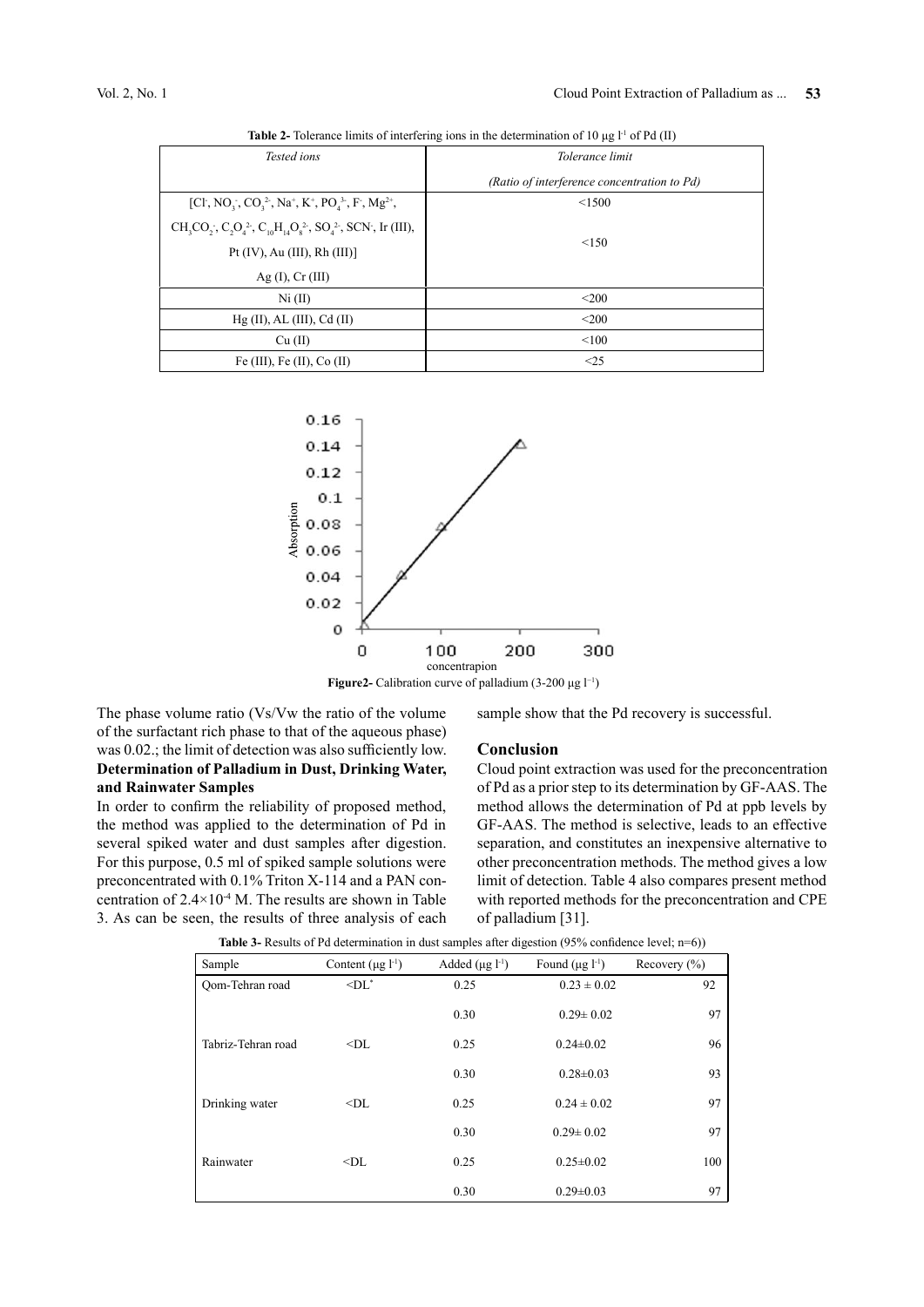**Table 2-** Tolerance limits of interfering ions in the determination of 10 μg $l^{-1}$ of Pd (II)

| *Tested ions* | *Tolerance limit* (Ratio of interference concentration to Pd) |
|---|---|
| [$Cl^-$, $NO_3^-$, $CO_3^{2-}$, $Na^+$, $K^+$, $PO_4^{3-}$, $F^-$, $Mg^{2+}$, | <1500 |
| $CH_3CO_2^-$, $C_2O_4^{2-}$, $C_{10}H_{14}O_8^{2-}$, $SO_4^{2-}$, $SCN^-$, Ir (III), Pt (IV), Au (III), Rh (III)] Ag (I), Cr (III) | <150 |
| Ni (II) | <200 |
| Hg (II), AL (III), Cd (II) | <200 |
| Cu (II) | <100 |
| Fe (III), Fe (II), Co (II) | <25 |

**Figure2-** Calibration curve of palladium (3-200 μg $l^{-1}$)

The phase volume ratio (Vs/Vw the ratio of the volume of the surfactant rich phase to that of the aqueous phase) was 0.02.; the limit of detection was also sufficiently low.

**Determination of Palladium in Dust, Drinking Water, and Rainwater Samples**

In order to confirm the reliability of proposed method, the method was applied to the determination of Pd in several spiked water and dust samples after digestion. For this purpose, 0.5 ml of spiked sample solutions were preconcentrated with 0.1% Triton X-114 and a PAN concentration of $2.4\times10^{-4}$ M. The results are shown in Table 3. As can be seen, the results of three analysis of each sample show that the Pd recovery is successful.

## Conclusion

Cloud point extraction was used for the preconcentration of Pd as a prior step to its determination by GF-AAS. The method allows the determination of Pd at ppb levels by GF-AAS. The method is selective, leads to an effective separation, and constitutes an inexpensive alternative to other preconcentration methods. The method gives a low limit of detection. Table 4 also compares present method with reported methods for the preconcentration and CPE of palladium [31].

**Table 3-** Results of Pd determination in dust samples after digestion (95% confidence level; n=6))

| Sample | Content (μg $l^{-1}$) | Added (μg $l^{-1}$) | Found (μg $l^{-1}$) | Recovery (%) |
|---|---|---|---|---|
| Qom-Tehran road | <DL* | 0.25 | 0.23 ± 0.02 | 92 |
| | | 0.30 | 0.29± 0.02 | 97 |
| Tabriz-Tehran road | <DL | 0.25 | 0.24±0.02 | 96 |
| | | 0.30 | 0.28±0.03 | 93 |
| Drinking water | <DL | 0.25 | 0.24 ± 0.02 | 97 |
| | | 0.30 | 0.29± 0.02 | 97 |
| Rainwater | <DL | 0.25 | 0.25±0.02 | 100 |
| | | 0.30 | 0.29±0.03 | 97 |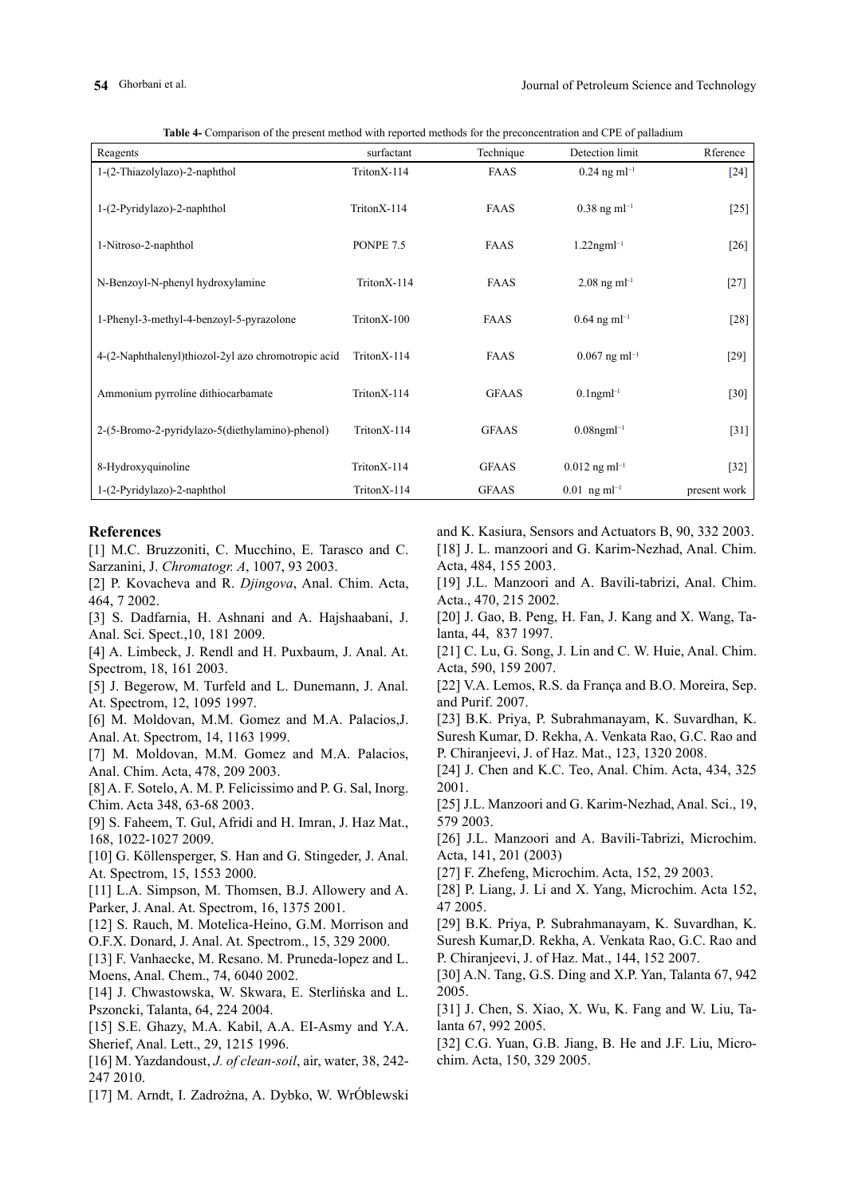**Table 4-** Comparison of the present method with reported methods for the preconcentration and CPE of palladium

| Reagents | surfactant | Technique | Detection limit | Rference |
|---|---|---|---|---|
| 1-(2-Thiazolylazo)-2-naphthol | TritonX-114 | FAAS | 0.24 ng ml$^{-1}$ | [24] |
| 1-(2-Pyridylazo)-2-naphthol | TritonX-114 | FAAS | 0.38 ng ml$^{-1}$ | [25] |
| 1-Nitroso-2-naphthol | PONPE 7.5 | FAAS | 1.22ngml$^{-1}$ | [26] |
| N-Benzoyl-N-phenyl hydroxylamine | TritonX-114 | FAAS | 2.08 ng ml$^{-1}$ | [27] |
| 1-Phenyl-3-methyl-4-benzoyl-5-pyrazolone | TritonX-100 | FAAS | 0.64 ng ml$^{-1}$ | [28] |
| 4-(2-Naphthalenyl)thiozol-2yl azo chromotropic acid | TritonX-114 | FAAS | 0.067 ng ml$^{-1}$ | [29] |
| Ammonium pyrroline dithiocarbamate | TritonX-114 | GFAAS | 0.1ngml$^{-1}$ | [30] |
| 2-(5-Bromo-2-pyridylazo-5(diethylamino)-phenol) | TritonX-114 | GFAAS | 0.08ngml$^{-1}$ | [31] |
| 8-Hydroxyquinoline | TritonX-114 | GFAAS | 0.012 ng ml$^{-1}$ | [32] |
| 1-(2-Pyridylazo)-2-naphthol | TritonX-114 | GFAAS | 0.01 ng ml$^{-1}$ | present work |

## References

[1] M.C. Bruzzoniti, C. Mucchino, E. Tarasco and C. Sarzanini, J. *Chromatogr. A*, 1007, 93 2003.

[2] P. Kovacheva and R. *Djingova*, Anal. Chim. Acta, 464, 7 2002.

[3] S. Dadfarnia, H. Ashnani and A. Hajshaabani, J. Anal. Sci. Spect.,10, 181 2009.

[4] A. Limbeck, J. Rendl and H. Puxbaum, J. Anal. At. Spectrom, 18, 161 2003.

[5] J. Begerow, M. Turfeld and L. Dunemann, J. Anal. At. Spectrom, 12, 1095 1997.

[6] M. Moldovan, M.M. Gomez and M.A. Palacios,J. Anal. At. Spectrom, 14, 1163 1999.

[7] M. Moldovan, M.M. Gomez and M.A. Palacios, Anal. Chim. Acta, 478, 209 2003.

[8] A. F. Sotelo, A. M. P. Felicissimo and P. G. Sal, Inorg. Chim. Acta 348, 63-68 2003.

[9] S. Faheem, T. Gul, Afridi and H. Imran, J. Haz Mat., 168, 1022-1027 2009.

[10] G. Köllensperger, S. Han and G. Stingeder, J. Anal. At. Spectrom, 15, 1553 2000.

[11] L.A. Simpson, M. Thomsen, B.J. Allowery and A. Parker, J. Anal. At. Spectrom, 16, 1375 2001.

[12] S. Rauch, M. Motelica-Heino, G.M. Morrison and O.F.X. Donard, J. Anal. At. Spectrom., 15, 329 2000.

[13] F. Vanhaecke, M. Resano. M. Pruneda-lopez and L. Moens, Anal. Chem., 74, 6040 2002.

[14] J. Chwastowska, W. Skwara, E. Sterlińska and L. Pszoncki, Talanta, 64, 224 2004.

[15] S.E. Ghazy, M.A. Kabil, A.A. EI-Asmy and Y.A. Sherief, Anal. Lett., 29, 1215 1996.

[16] M. Yazdandoust, *J. of clean-soil*, air, water, 38, 242-247 2010.

[17] M. Arndt, I. Zadrożna, A. Dybko, W. WrÓblewski and K. Kasiura, Sensors and Actuators B, 90, 332 2003.

[18] J. L. manzoori and G. Karim-Nezhad, Anal. Chim. Acta, 484, 155 2003.

[19] J.L. Manzoori and A. Bavili-tabrizi, Anal. Chim. Acta., 470, 215 2002.

[20] J. Gao, B. Peng, H. Fan, J. Kang and X. Wang, Talanta, 44, 837 1997.

[21] C. Lu, G. Song, J. Lin and C. W. Huie, Anal. Chim. Acta, 590, 159 2007.

[22] V.A. Lemos, R.S. da França and B.O. Moreira, Sep. and Purif. 2007.

[23] B.K. Priya, P. Subrahmanayam, K. Suvardhan, K. Suresh Kumar, D. Rekha, A. Venkata Rao, G.C. Rao and P. Chiranjeevi, J. of Haz. Mat., 123, 1320 2008.

[24] J. Chen and K.C. Teo, Anal. Chim. Acta, 434, 325 2001.

[25] J.L. Manzoori and G. Karim-Nezhad, Anal. Sci., 19, 579 2003.

[26] J.L. Manzoori and A. Bavili-Tabrizi, Microchim. Acta, 141, 201 (2003)

[27] F. Zhefeng, Microchim. Acta, 152, 29 2003.

[28] P. Liang, J. Li and X. Yang, Microchim. Acta 152, 47 2005.

[29] B.K. Priya, P. Subrahmanayam, K. Suvardhan, K. Suresh Kumar,D. Rekha, A. Venkata Rao, G.C. Rao and P. Chiranjeevi, J. of Haz. Mat., 144, 152 2007.

[30] A.N. Tang, G.S. Ding and X.P. Yan, Talanta 67, 942 2005.

[31] J. Chen, S. Xiao, X. Wu, K. Fang and W. Liu, Talanta 67, 992 2005.

[32] C.G. Yuan, G.B. Jiang, B. He and J.F. Liu, Microchim. Acta, 150, 329 2005.